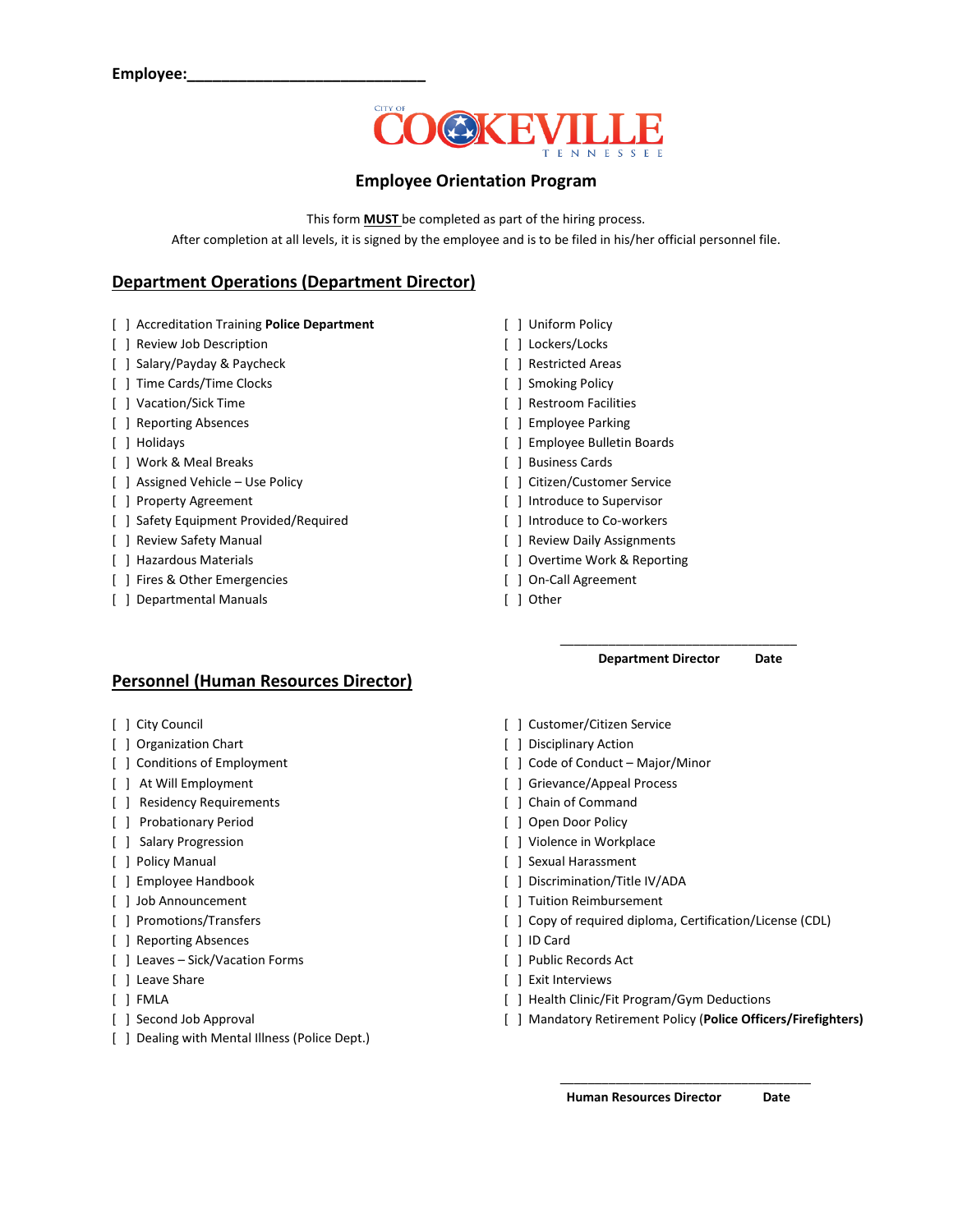**Employee:**\_\_\_\_\_\_\_\_\_\_\_\_\_\_\_\_\_\_\_\_\_\_\_\_\_\_\_\_

CITY OF COOKEVILLE TENNESSEE

# Employee Orientation Program

This form **MUST** be completed as part of the hiring process.
After completion at all levels, it is signed by the employee and is to be filed in his/her official personnel file.

## Department Operations (Department Director)

[ ] Accreditation Training **Police Department**
[ ] Review Job Description
[ ] Salary/Payday & Paycheck
[ ] Time Cards/Time Clocks
[ ] Vacation/Sick Time
[ ] Reporting Absences
[ ] Holidays
[ ] Work & Meal Breaks
[ ] Assigned Vehicle – Use Policy
[ ] Property Agreement
[ ] Safety Equipment Provided/Required
[ ] Review Safety Manual
[ ] Hazardous Materials
[ ] Fires & Other Emergencies
[ ] Departmental Manuals
[ ] Uniform Policy
[ ] Lockers/Locks
[ ] Restricted Areas
[ ] Smoking Policy
[ ] Restroom Facilities
[ ] Employee Parking
[ ] Employee Bulletin Boards
[ ] Business Cards
[ ] Citizen/Customer Service
[ ] Introduce to Supervisor
[ ] Introduce to Co-workers
[ ] Review Daily Assignments
[ ] Overtime Work & Reporting
[ ] On-Call Agreement
[ ] Other

\_\_\_\_\_\_\_\_\_\_\_\_\_\_\_\_\_\_\_\_\_\_\_\_\_\_\_\_\_\_\_\_\_\_\_\_
**Department Director Date**

## Personnel (Human Resources Director)

[ ] City Council
[ ] Organization Chart
[ ] Conditions of Employment
[ ] At Will Employment
[ ] Residency Requirements
[ ] Probationary Period
[ ] Salary Progression
[ ] Policy Manual
[ ] Employee Handbook
[ ] Job Announcement
[ ] Promotions/Transfers
[ ] Reporting Absences
[ ] Leaves – Sick/Vacation Forms
[ ] Leave Share
[ ] FMLA
[ ] Second Job Approval
[ ] Dealing with Mental Illness (Police Dept.)
[ ] Customer/Citizen Service
[ ] Disciplinary Action
[ ] Code of Conduct – Major/Minor
[ ] Grievance/Appeal Process
[ ] Chain of Command
[ ] Open Door Policy
[ ] Violence in Workplace
[ ] Sexual Harassment
[ ] Discrimination/Title IV/ADA
[ ] Tuition Reimbursement
[ ] Copy of required diploma, Certification/License (CDL)
[ ] ID Card
[ ] Public Records Act
[ ] Exit Interviews
[ ] Health Clinic/Fit Program/Gym Deductions
[ ] Mandatory Retirement Policy (**Police Officers/Firefighters)**

\_\_\_\_\_\_\_\_\_\_\_\_\_\_\_\_\_\_\_\_\_\_\_\_\_\_\_\_\_\_\_\_\_\_\_\_
**Human Resources Director Date**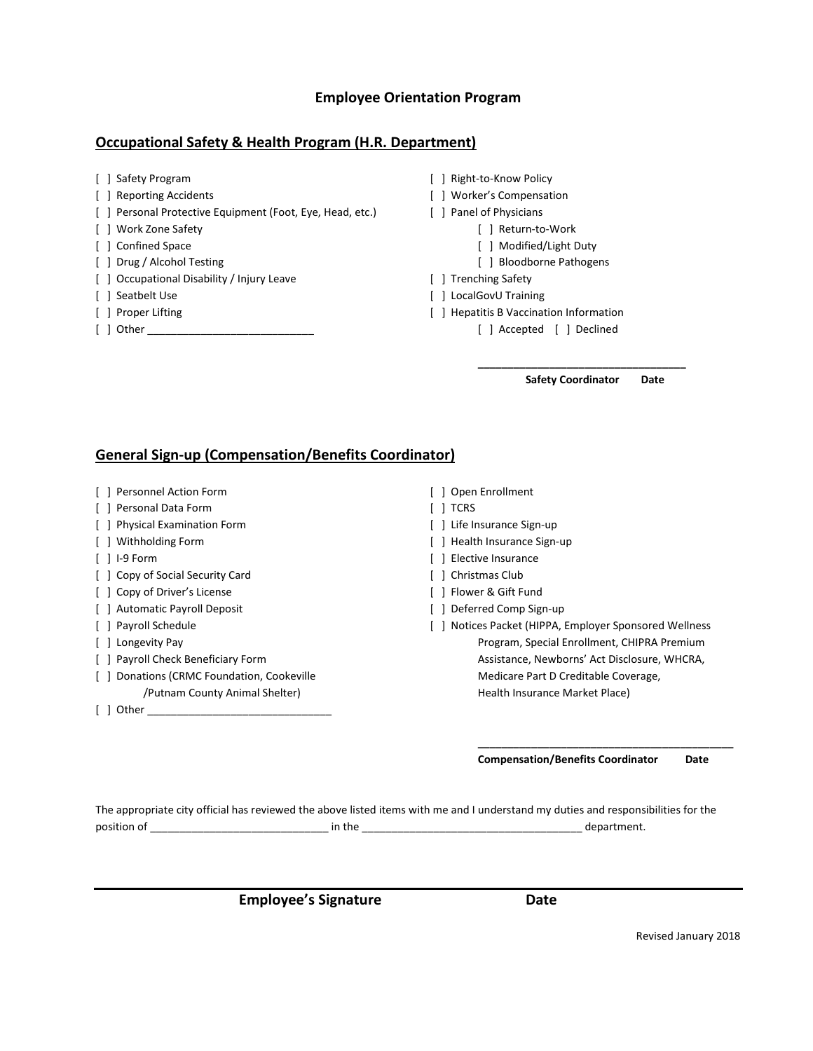# Employee Orientation Program

## Occupational Safety & Health Program (H.R. Department)

[ ] Safety Program
[ ] Reporting Accidents
[ ] Personal Protective Equipment (Foot, Eye, Head, etc.)
[ ] Work Zone Safety
[ ] Confined Space
[ ] Drug / Alcohol Testing
[ ] Occupational Disability / Injury Leave
[ ] Seatbelt Use
[ ] Proper Lifting
[ ] Other ___________________________

[ ] Right-to-Know Policy
[ ] Worker's Compensation
[ ] Panel of Physicians
    [ ] Return-to-Work
    [ ] Modified/Light Duty
    [ ] Bloodborne Pathogens
[ ] Trenching Safety
[ ] LocalGovU Training
[ ] Hepatitis B Vaccination Information
    [ ] Accepted [ ] Declined

__________________________________
**Safety Coordinator Date**

## General Sign-up (Compensation/Benefits Coordinator)

[ ] Personnel Action Form
[ ] Personal Data Form
[ ] Physical Examination Form
[ ] Withholding Form
[ ] I-9 Form
[ ] Copy of Social Security Card
[ ] Copy of Driver's License
[ ] Automatic Payroll Deposit
[ ] Payroll Schedule
[ ] Longevity Pay
[ ] Payroll Check Beneficiary Form
[ ] Donations (CRMC Foundation, Cookeville /Putnam County Animal Shelter)
[ ] Other ______________________________

[ ] Open Enrollment
[ ] TCRS
[ ] Life Insurance Sign-up
[ ] Health Insurance Sign-up
[ ] Elective Insurance
[ ] Christmas Club
[ ] Flower & Gift Fund
[ ] Deferred Comp Sign-up
[ ] Notices Packet (HIPPA, Employer Sponsored Wellness Program, Special Enrollment, CHIPRA Premium Assistance, Newborns' Act Disclosure, WHCRA, Medicare Part D Creditable Coverage, Health Insurance Market Place)

__________________________________________
**Compensation/Benefits Coordinator Date**

The appropriate city official has reviewed the above listed items with me and I understand my duties and responsibilities for the position of _____________________________ in the ___________________________________ department.

______________________________________________________________________
**Employee's Signature Date**

Revised January 2018